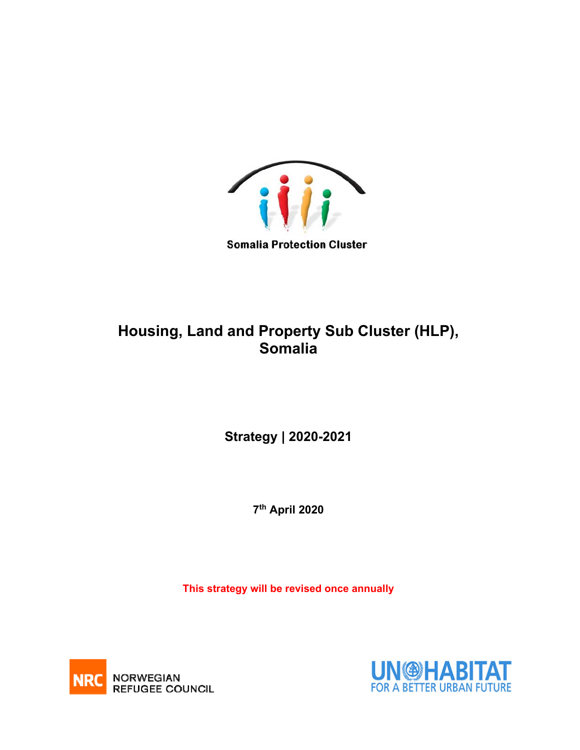Somalia Protection Cluster

# Housing, Land and Property Sub Cluster (HLP), Somalia

## Strategy | 2020-2021

**7th April 2020**

**This strategy will be revised once annually**

NRC NORWEGIAN REFUGEE COUNCIL

UN HABITAT FOR A BETTER URBAN FUTURE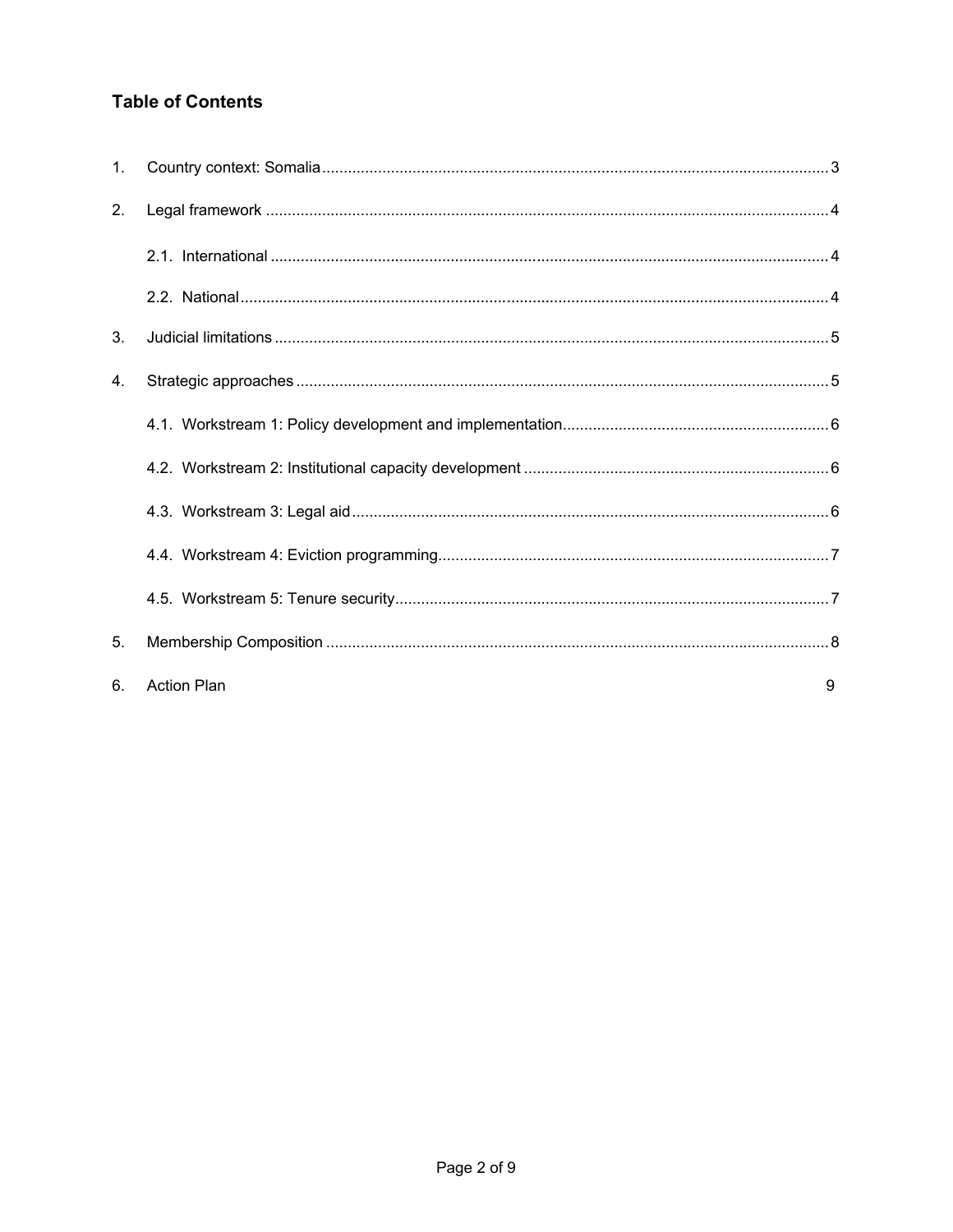## Table of Contents

1. Country context: Somalia ..... 3
2. Legal framework ..... 4
    - 2.1. International ..... 4
    - 2.2. National ..... 4
3. Judicial limitations ..... 5
4. Strategic approaches ..... 5
    - 4.1. Workstream 1: Policy development and implementation ..... 6
    - 4.2. Workstream 2: Institutional capacity development ..... 6
    - 4.3. Workstream 3: Legal aid ..... 6
    - 4.4. Workstream 4: Eviction programming ..... 7
    - 4.5. Workstream 5: Tenure security ..... 7
5. Membership Composition ..... 8
6. Action Plan 9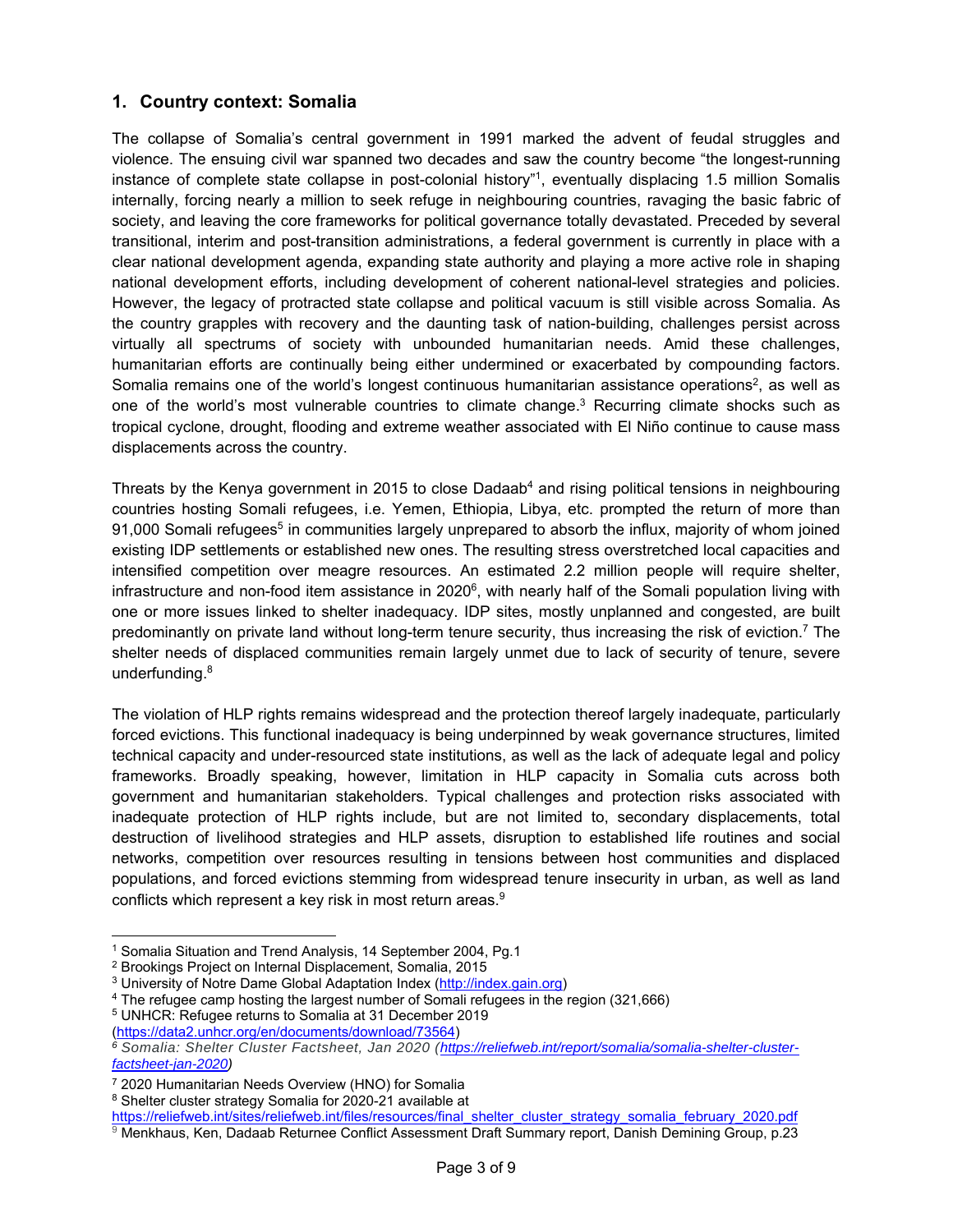## 1. Country context: Somalia

The collapse of Somalia's central government in 1991 marked the advent of feudal struggles and violence. The ensuing civil war spanned two decades and saw the country become "the longest-running instance of complete state collapse in post-colonial history"[1], eventually displacing 1.5 million Somalis internally, forcing nearly a million to seek refuge in neighbouring countries, ravaging the basic fabric of society, and leaving the core frameworks for political governance totally devastated. Preceded by several transitional, interim and post-transition administrations, a federal government is currently in place with a clear national development agenda, expanding state authority and playing a more active role in shaping national development efforts, including development of coherent national-level strategies and policies. However, the legacy of protracted state collapse and political vacuum is still visible across Somalia. As the country grapples with recovery and the daunting task of nation-building, challenges persist across virtually all spectrums of society with unbounded humanitarian needs. Amid these challenges, humanitarian efforts are continually being either undermined or exacerbated by compounding factors. Somalia remains one of the world's longest continuous humanitarian assistance operations[2], as well as one of the world's most vulnerable countries to climate change.[3] Recurring climate shocks such as tropical cyclone, drought, flooding and extreme weather associated with El Niño continue to cause mass displacements across the country.

Threats by the Kenya government in 2015 to close Dadaab[4] and rising political tensions in neighbouring countries hosting Somali refugees, i.e. Yemen, Ethiopia, Libya, etc. prompted the return of more than 91,000 Somali refugees[5] in communities largely unprepared to absorb the influx, majority of whom joined existing IDP settlements or established new ones. The resulting stress overstretched local capacities and intensified competition over meagre resources. An estimated 2.2 million people will require shelter, infrastructure and non-food item assistance in 2020[6], with nearly half of the Somali population living with one or more issues linked to shelter inadequacy. IDP sites, mostly unplanned and congested, are built predominantly on private land without long-term tenure security, thus increasing the risk of eviction.[7] The shelter needs of displaced communities remain largely unmet due to lack of security of tenure, severe underfunding.[8]

The violation of HLP rights remains widespread and the protection thereof largely inadequate, particularly forced evictions. This functional inadequacy is being underpinned by weak governance structures, limited technical capacity and under-resourced state institutions, as well as the lack of adequate legal and policy frameworks. Broadly speaking, however, limitation in HLP capacity in Somalia cuts across both government and humanitarian stakeholders. Typical challenges and protection risks associated with inadequate protection of HLP rights include, but are not limited to, secondary displacements, total destruction of livelihood strategies and HLP assets, disruption to established life routines and social networks, competition over resources resulting in tensions between host communities and displaced populations, and forced evictions stemming from widespread tenure insecurity in urban, as well as land conflicts which represent a key risk in most return areas.[9]

---

[1] Somalia Situation and Trend Analysis, 14 September 2004, Pg.1
[2] Brookings Project on Internal Displacement, Somalia, 2015
[3] University of Notre Dame Global Adaptation Index (http://index.gain.org)
[4] The refugee camp hosting the largest number of Somali refugees in the region (321,666)
[5] UNHCR: Refugee returns to Somalia at 31 December 2019 (https://data2.unhcr.org/en/documents/download/73564)
[6] *Somalia: Shelter Cluster Factsheet, Jan 2020 (https://reliefweb.int/report/somalia/somalia-shelter-cluster-factsheet-jan-2020)*
[7] 2020 Humanitarian Needs Overview (HNO) for Somalia
[8] Shelter cluster strategy Somalia for 2020-21 available at https://reliefweb.int/sites/reliefweb.int/files/resources/final_shelter_cluster_strategy_somalia_february_2020.pdf
[9] Menkhaus, Ken, Dadaab Returnee Conflict Assessment Draft Summary report, Danish Demining Group, p.23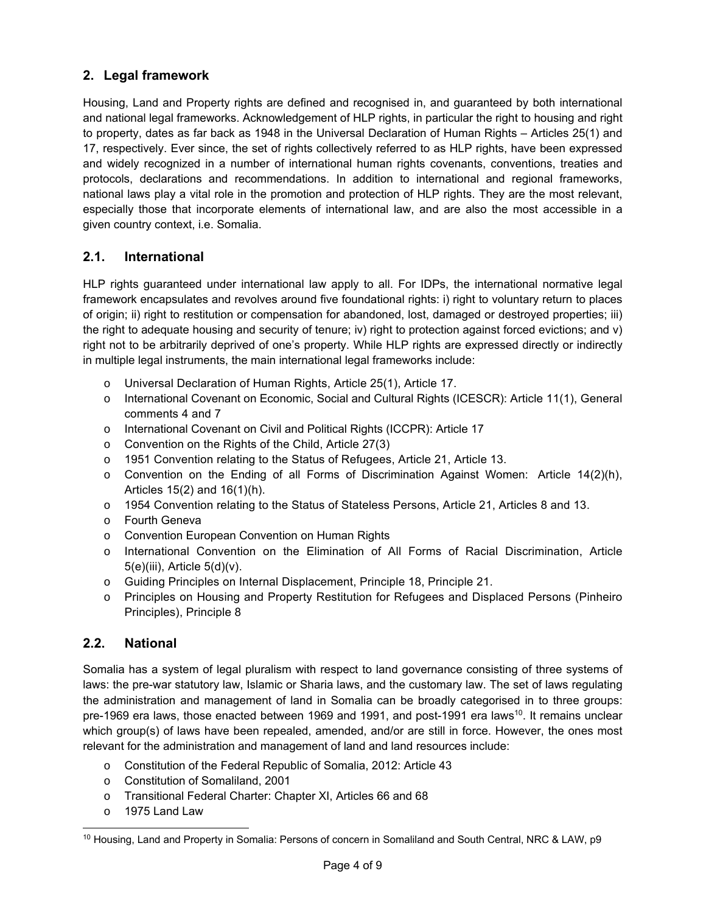## 2. Legal framework

Housing, Land and Property rights are defined and recognised in, and guaranteed by both international and national legal frameworks. Acknowledgement of HLP rights, in particular the right to housing and right to property, dates as far back as 1948 in the Universal Declaration of Human Rights – Articles 25(1) and 17, respectively. Ever since, the set of rights collectively referred to as HLP rights, have been expressed and widely recognized in a number of international human rights covenants, conventions, treaties and protocols, declarations and recommendations. In addition to international and regional frameworks, national laws play a vital role in the promotion and protection of HLP rights. They are the most relevant, especially those that incorporate elements of international law, and are also the most accessible in a given country context, i.e. Somalia.

### 2.1. International

HLP rights guaranteed under international law apply to all. For IDPs, the international normative legal framework encapsulates and revolves around five foundational rights: i) right to voluntary return to places of origin; ii) right to restitution or compensation for abandoned, lost, damaged or destroyed properties; iii) the right to adequate housing and security of tenure; iv) right to protection against forced evictions; and v) right not to be arbitrarily deprived of one's property. While HLP rights are expressed directly or indirectly in multiple legal instruments, the main international legal frameworks include:

- Universal Declaration of Human Rights, Article 25(1), Article 17.
- International Covenant on Economic, Social and Cultural Rights (ICESCR): Article 11(1), General comments 4 and 7
- International Covenant on Civil and Political Rights (ICCPR): Article 17
- Convention on the Rights of the Child, Article 27(3)
- 1951 Convention relating to the Status of Refugees, Article 21, Article 13.
- Convention on the Ending of all Forms of Discrimination Against Women: Article 14(2)(h), Articles 15(2) and 16(1)(h).
- 1954 Convention relating to the Status of Stateless Persons, Article 21, Articles 8 and 13.
- Fourth Geneva
- Convention European Convention on Human Rights
- International Convention on the Elimination of All Forms of Racial Discrimination, Article 5(e)(iii), Article 5(d)(v).
- Guiding Principles on Internal Displacement, Principle 18, Principle 21.
- Principles on Housing and Property Restitution for Refugees and Displaced Persons (Pinheiro Principles), Principle 8

### 2.2. National

Somalia has a system of legal pluralism with respect to land governance consisting of three systems of laws: the pre-war statutory law, Islamic or Sharia laws, and the customary law. The set of laws regulating the administration and management of land in Somalia can be broadly categorised in to three groups: pre-1969 era laws, those enacted between 1969 and 1991, and post-1991 era laws[10]. It remains unclear which group(s) of laws have been repealed, amended, and/or are still in force. However, the ones most relevant for the administration and management of land and land resources include:

- Constitution of the Federal Republic of Somalia, 2012: Article 43
- Constitution of Somaliland, 2001
- Transitional Federal Charter: Chapter XI, Articles 66 and 68
- 1975 Land Law

[10] Housing, Land and Property in Somalia: Persons of concern in Somaliland and South Central, NRC & LAW, p9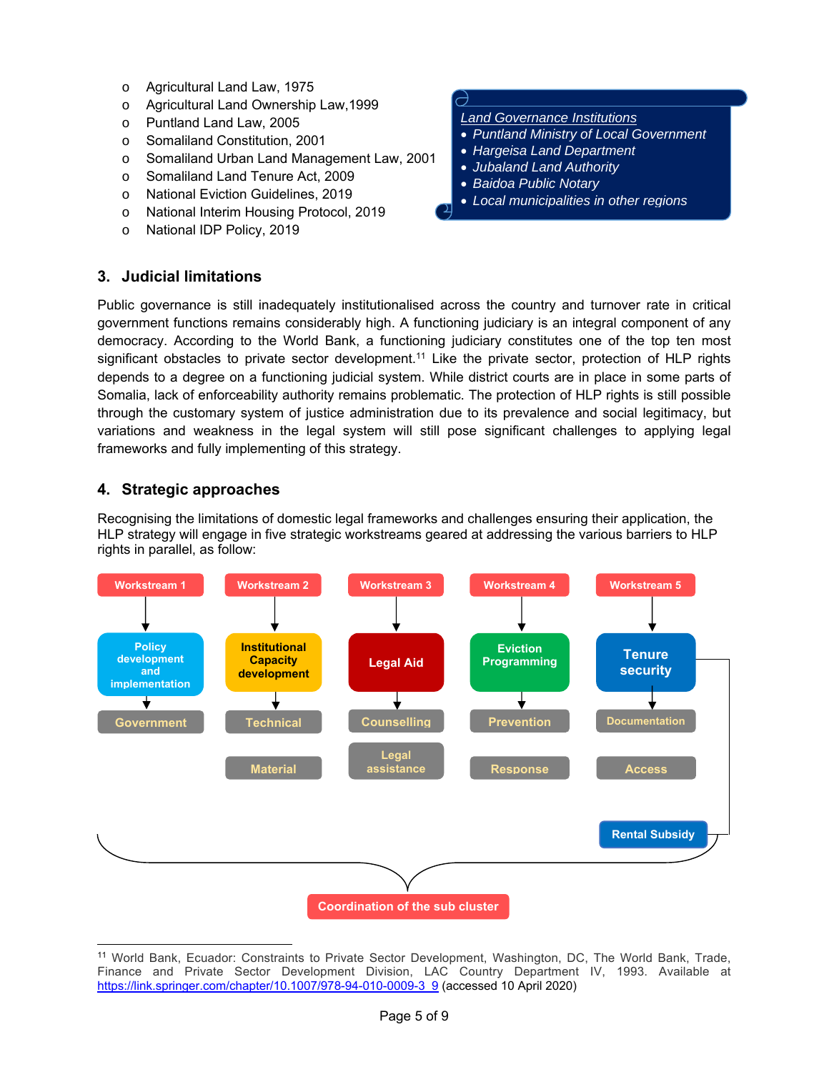- Agricultural Land Law, 1975
- Agricultural Land Ownership Law,1999
- Puntland Land Law, 2005
- Somaliland Constitution, 2001
- Somaliland Urban Land Management Law, 2001
- Somaliland Land Tenure Act, 2009
- National Eviction Guidelines, 2019
- National Interim Housing Protocol, 2019
- National IDP Policy, 2019

*Land Governance Institutions*

- *Puntland Ministry of Local Government*
- *Hargeisa Land Department*
- *Jubaland Land Authority*
- *Baidoa Public Notary*
- *Local municipalities in other regions*

## 3. Judicial limitations

Public governance is still inadequately institutionalised across the country and turnover rate in critical government functions remains considerably high. A functioning judiciary is an integral component of any democracy. According to the World Bank, a functioning judiciary constitutes one of the top ten most significant obstacles to private sector development.[11] Like the private sector, protection of HLP rights depends to a degree on a functioning judicial system. While district courts are in place in some parts of Somalia, lack of enforceability authority remains problematic. The protection of HLP rights is still possible through the customary system of justice administration due to its prevalence and social legitimacy, but variations and weakness in the legal system will still pose significant challenges to applying legal frameworks and fully implementing of this strategy.

## 4. Strategic approaches

Recognising the limitations of domestic legal frameworks and challenges ensuring their application, the HLP strategy will engage in five strategic workstreams geared at addressing the various barriers to HLP rights in parallel, as follow:

| Workstream 1 | Workstream 2 | Workstream 3 | Workstream 4 | Workstream 5 |
| --- | --- | --- | --- | --- |
| Policy development and implementation | Institutional Capacity development | Legal Aid | Eviction Programming | Tenure security |
| Government | Technical | Counselling | Prevention | Documentation |
| | Material | Legal assistance | Response | Access |
| | | | | Rental Subsidy |

Coordination of the sub cluster

---

[11] World Bank, Ecuador: Constraints to Private Sector Development, Washington, DC, The World Bank, Trade, Finance and Private Sector Development Division, LAC Country Department IV, 1993. Available at https://link.springer.com/chapter/10.1007/978-94-010-0009-3_9 (accessed 10 April 2020)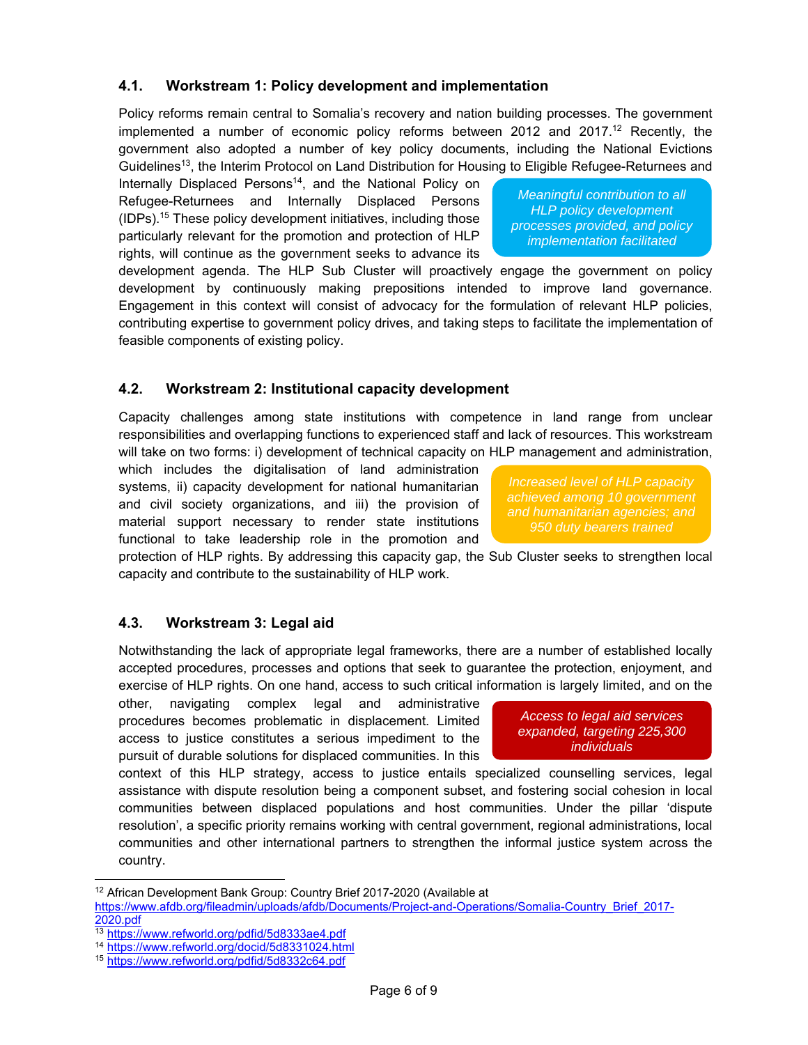### 4.1. Workstream 1: Policy development and implementation

Policy reforms remain central to Somalia's recovery and nation building processes. The government implemented a number of economic policy reforms between 2012 and 2017.[12] Recently, the government also adopted a number of key policy documents, including the National Evictions Guidelines[13], the Interim Protocol on Land Distribution for Housing to Eligible Refugee-Returnees and Internally Displaced Persons[14], and the National Policy on Refugee-Returnees and Internally Displaced Persons (IDPs).[15] These policy development initiatives, including those particularly relevant for the promotion and protection of HLP rights, will continue as the government seeks to advance its development agenda. The HLP Sub Cluster will proactively engage the government on policy development by continuously making prepositions intended to improve land governance. Engagement in this context will consist of advocacy for the formulation of relevant HLP policies, contributing expertise to government policy drives, and taking steps to facilitate the implementation of feasible components of existing policy.

> *Meaningful contribution to all HLP policy development processes provided, and policy implementation facilitated*

### 4.2. Workstream 2: Institutional capacity development

Capacity challenges among state institutions with competence in land range from unclear responsibilities and overlapping functions to experienced staff and lack of resources. This workstream will take on two forms: i) development of technical capacity on HLP management and administration, which includes the digitalisation of land administration systems, ii) capacity development for national humanitarian and civil society organizations, and iii) the provision of material support necessary to render state institutions functional to take leadership role in the promotion and protection of HLP rights. By addressing this capacity gap, the Sub Cluster seeks to strengthen local capacity and contribute to the sustainability of HLP work.

> *Increased level of HLP capacity achieved among 10 government and humanitarian agencies; and 950 duty bearers trained*

### 4.3. Workstream 3: Legal aid

Notwithstanding the lack of appropriate legal frameworks, there are a number of established locally accepted procedures, processes and options that seek to guarantee the protection, enjoyment, and exercise of HLP rights. On one hand, access to such critical information is largely limited, and on the other, navigating complex legal and administrative procedures becomes problematic in displacement. Limited access to justice constitutes a serious impediment to the pursuit of durable solutions for displaced communities. In this context of this HLP strategy, access to justice entails specialized counselling services, legal assistance with dispute resolution being a component subset, and fostering social cohesion in local communities between displaced populations and host communities. Under the pillar 'dispute resolution', a specific priority remains working with central government, regional administrations, local communities and other international partners to strengthen the informal justice system across the country.

> *Access to legal aid services expanded, targeting 225,300 individuals*

---

[12] African Development Bank Group: Country Brief 2017-2020 (Available at https://www.afdb.org/fileadmin/uploads/afdb/Documents/Project-and-Operations/Somalia-Country_Brief_2017-2020.pdf

[13] https://www.refworld.org/pdfid/5d8333ae4.pdf

[14] https://www.refworld.org/docid/5d8331024.html

[15] https://www.refworld.org/pdfid/5d8332c64.pdf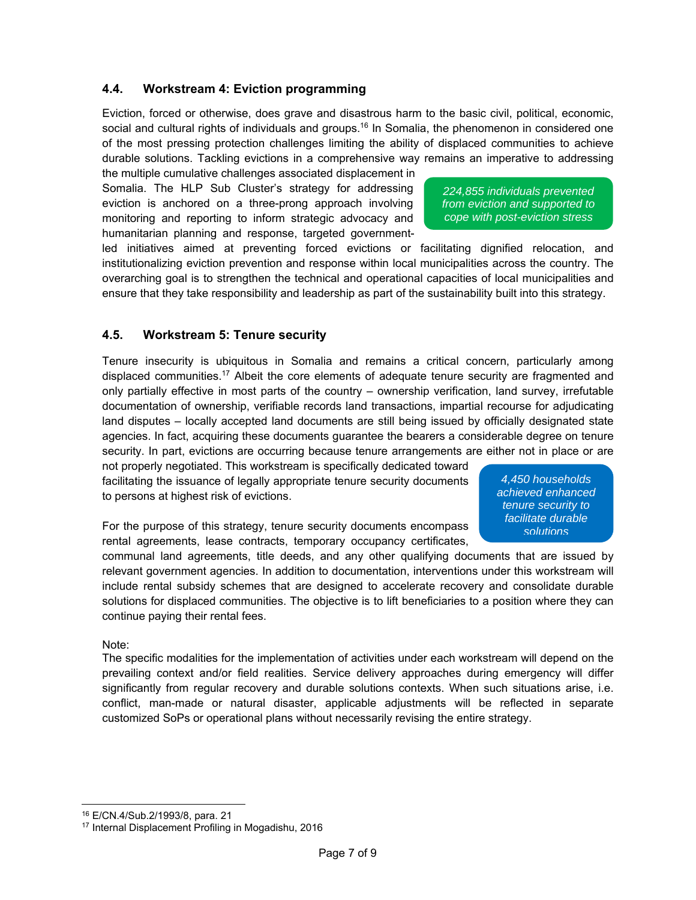### 4.4. Workstream 4: Eviction programming

Eviction, forced or otherwise, does grave and disastrous harm to the basic civil, political, economic, social and cultural rights of individuals and groups.[16] In Somalia, the phenomenon in considered one of the most pressing protection challenges limiting the ability of displaced communities to achieve durable solutions. Tackling evictions in a comprehensive way remains an imperative to addressing the multiple cumulative challenges associated displacement in Somalia. The HLP Sub Cluster's strategy for addressing eviction is anchored on a three-prong approach involving monitoring and reporting to inform strategic advocacy and humanitarian planning and response, targeted government-led initiatives aimed at preventing forced evictions or facilitating dignified relocation, and institutionalizing eviction prevention and response within local municipalities across the country. The overarching goal is to strengthen the technical and operational capacities of local municipalities and ensure that they take responsibility and leadership as part of the sustainability built into this strategy.

*224,855 individuals prevented from eviction and supported to cope with post-eviction stress*

### 4.5. Workstream 5: Tenure security

Tenure insecurity is ubiquitous in Somalia and remains a critical concern, particularly among displaced communities.[17] Albeit the core elements of adequate tenure security are fragmented and only partially effective in most parts of the country – ownership verification, land survey, irrefutable documentation of ownership, verifiable records land transactions, impartial recourse for adjudicating land disputes – locally accepted land documents are still being issued by officially designated state agencies. In fact, acquiring these documents guarantee the bearers a considerable degree on tenure security. In part, evictions are occurring because tenure arrangements are either not in place or are not properly negotiated. This workstream is specifically dedicated toward facilitating the issuance of legally appropriate tenure security documents to persons at highest risk of evictions.

*4,450 households achieved enhanced tenure security to facilitate durable solutions*

For the purpose of this strategy, tenure security documents encompass rental agreements, lease contracts, temporary occupancy certificates, communal land agreements, title deeds, and any other qualifying documents that are issued by relevant government agencies. In addition to documentation, interventions under this workstream will include rental subsidy schemes that are designed to accelerate recovery and consolidate durable solutions for displaced communities. The objective is to lift beneficiaries to a position where they can continue paying their rental fees.

Note:
The specific modalities for the implementation of activities under each workstream will depend on the prevailing context and/or field realities. Service delivery approaches during emergency will differ significantly from regular recovery and durable solutions contexts. When such situations arise, i.e. conflict, man-made or natural disaster, applicable adjustments will be reflected in separate customized SoPs or operational plans without necessarily revising the entire strategy.

---

[16] E/CN.4/Sub.2/1993/8, para. 21

[17] Internal Displacement Profiling in Mogadishu, 2016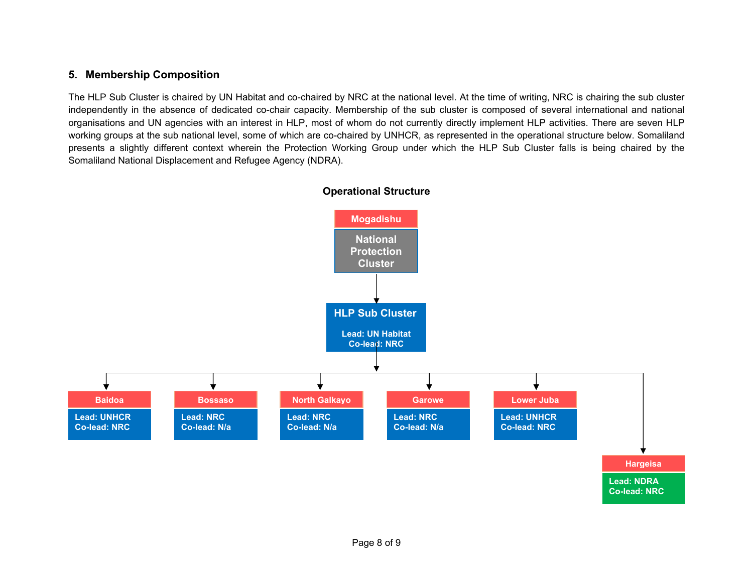## 5. Membership Composition

The HLP Sub Cluster is chaired by UN Habitat and co-chaired by NRC at the national level. At the time of writing, NRC is chairing the sub cluster independently in the absence of dedicated co-chair capacity. Membership of the sub cluster is composed of several international and national organisations and UN agencies with an interest in HLP, most of whom do not currently directly implement HLP activities. There are seven HLP working groups at the sub national level, some of which are co-chaired by UNHCR, as represented in the operational structure below. Somaliland presents a slightly different context wherein the Protection Working Group under which the HLP Sub Cluster falls is being chaired by the Somaliland National Displacement and Refugee Agency (NDRA).

**Operational Structure**

**Mogadishu**
National Protection Cluster

↓

**HLP Sub Cluster**
Lead: UN Habitat
Co-lead: NRC

↓

| Location | Lead | Co-lead |
| --- | --- | --- |
| Baidoa | UNHCR | NRC |
| Bossaso | NRC | N/a |
| North Galkayo | NRC | N/a |
| Garowe | NRC | N/a |
| Lower Juba | UNHCR | NRC |
| Hargeisa | NDRA | NRC |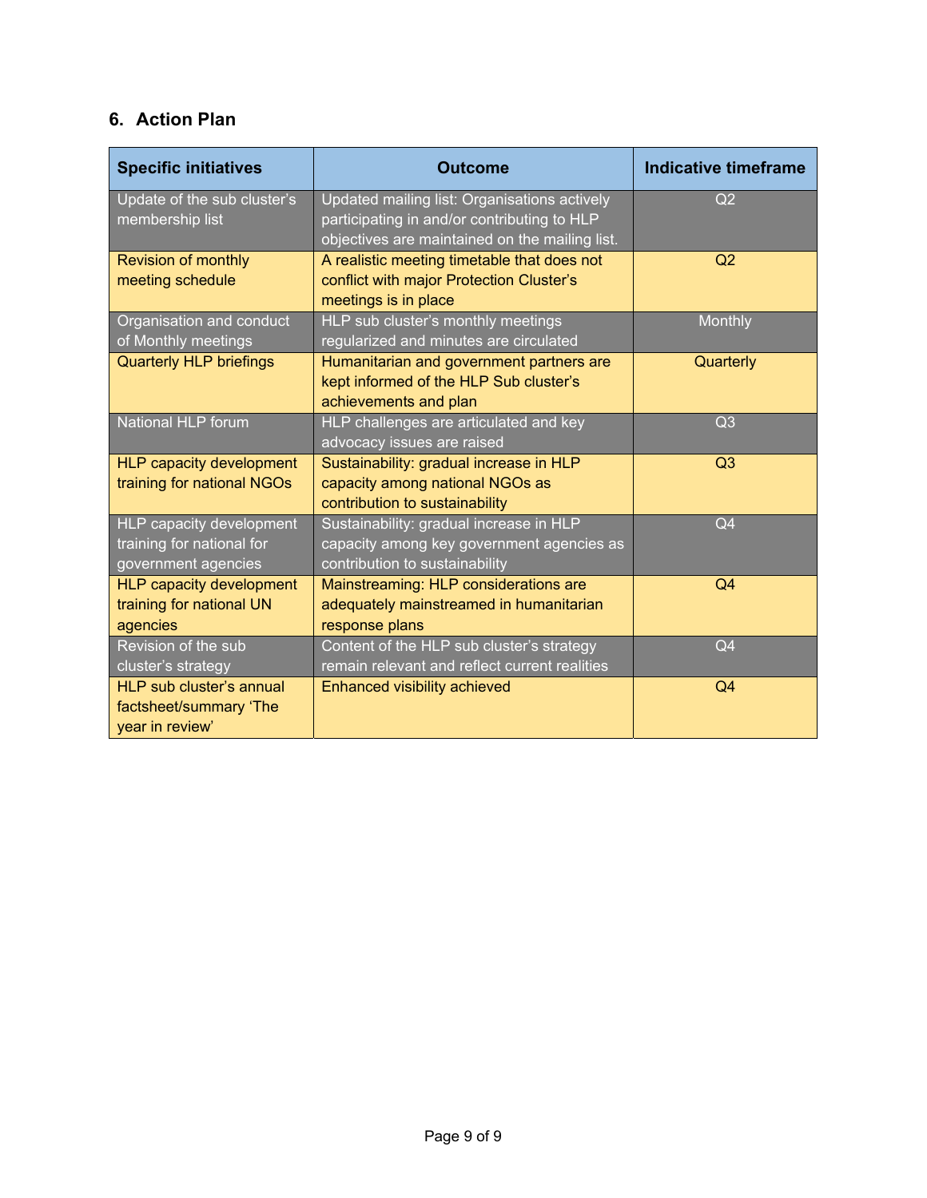## 6. Action Plan

| Specific initiatives | Outcome | Indicative timeframe |
|---|---|---|
| Update of the sub cluster's membership list | Updated mailing list: Organisations actively participating in and/or contributing to HLP objectives are maintained on the mailing list. | Q2 |
| Revision of monthly meeting schedule | A realistic meeting timetable that does not conflict with major Protection Cluster's meetings is in place | Q2 |
| Organisation and conduct of Monthly meetings | HLP sub cluster's monthly meetings regularized and minutes are circulated | Monthly |
| Quarterly HLP briefings | Humanitarian and government partners are kept informed of the HLP Sub cluster's achievements and plan | Quarterly |
| National HLP forum | HLP challenges are articulated and key advocacy issues are raised | Q3 |
| HLP capacity development training for national NGOs | Sustainability: gradual increase in HLP capacity among national NGOs as contribution to sustainability | Q3 |
| HLP capacity development training for national for government agencies | Sustainability: gradual increase in HLP capacity among key government agencies as contribution to sustainability | Q4 |
| HLP capacity development training for national UN agencies | Mainstreaming: HLP considerations are adequately mainstreamed in humanitarian response plans | Q4 |
| Revision of the sub cluster's strategy | Content of the HLP sub cluster's strategy remain relevant and reflect current realities | Q4 |
| HLP sub cluster's annual factsheet/summary 'The year in review' | Enhanced visibility achieved | Q4 |